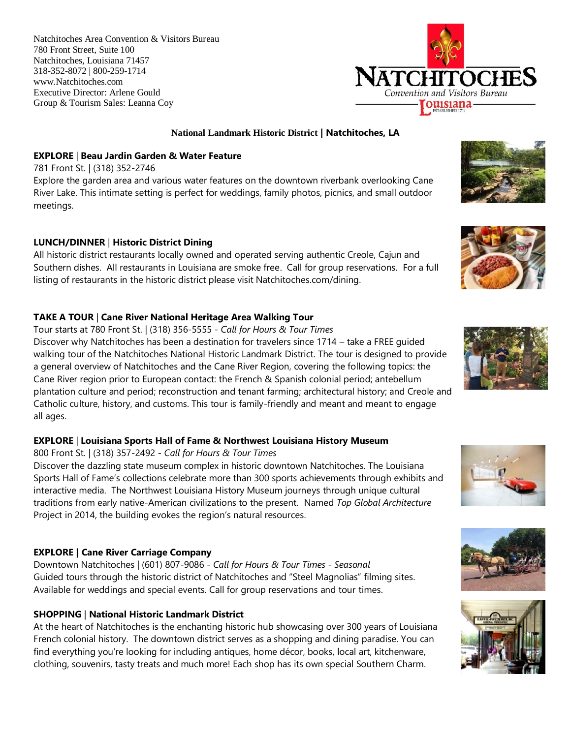Natchitoches Area Convention & Visitors Bureau
780 Front Street, Suite 100
Natchitoches, Louisiana 71457
318-352-8072 | 800-259-1714
www.Natchitoches.com
Executive Director: Arlene Gould
Group & Tourism Sales: Leanna Coy

**National Landmark Historic District | Natchitoches, LA**

**EXPLORE | Beau Jardin Garden & Water Feature**
781 Front St. | (318) 352-2746
Explore the garden area and various water features on the downtown riverbank overlooking Cane River Lake. This intimate setting is perfect for weddings, family photos, picnics, and small outdoor meetings.

**LUNCH/DINNER | Historic District Dining**
All historic district restaurants locally owned and operated serving authentic Creole, Cajun and Southern dishes. All restaurants in Louisiana are smoke free. Call for group reservations. For a full listing of restaurants in the historic district please visit Natchitoches.com/dining.

**TAKE A TOUR | Cane River National Heritage Area Walking Tour**
Tour starts at 780 Front St. | (318) 356-5555 - *Call for Hours & Tour Times*
Discover why Natchitoches has been a destination for travelers since 1714 – take a FREE guided walking tour of the Natchitoches National Historic Landmark District. The tour is designed to provide a general overview of Natchitoches and the Cane River Region, covering the following topics: the Cane River region prior to European contact: the French & Spanish colonial period; antebellum plantation culture and period; reconstruction and tenant farming; architectural history; and Creole and Catholic culture, history, and customs. This tour is family-friendly and meant and meant to engage all ages.

**EXPLORE | Louisiana Sports Hall of Fame & Northwest Louisiana History Museum**
800 Front St. | (318) 357-2492 - *Call for Hours & Tour Times*
Discover the dazzling state museum complex in historic downtown Natchitoches. The Louisiana Sports Hall of Fame's collections celebrate more than 300 sports achievements through exhibits and interactive media. The Northwest Louisiana History Museum journeys through unique cultural traditions from early native-American civilizations to the present. Named *Top Global Architecture* Project in 2014, the building evokes the region's natural resources.

**EXPLORE | Cane River Carriage Company**
Downtown Natchitoches | (601) 807-9086 - *Call for Hours & Tour Times - Seasonal*
Guided tours through the historic district of Natchitoches and "Steel Magnolias" filming sites. Available for weddings and special events. Call for group reservations and tour times.

**SHOPPING | National Historic Landmark District**
At the heart of Natchitoches is the enchanting historic hub showcasing over 300 years of Louisiana French colonial history. The downtown district serves as a shopping and dining paradise. You can find everything you're looking for including antiques, home décor, books, local art, kitchenware, clothing, souvenirs, tasty treats and much more! Each shop has its own special Southern Charm.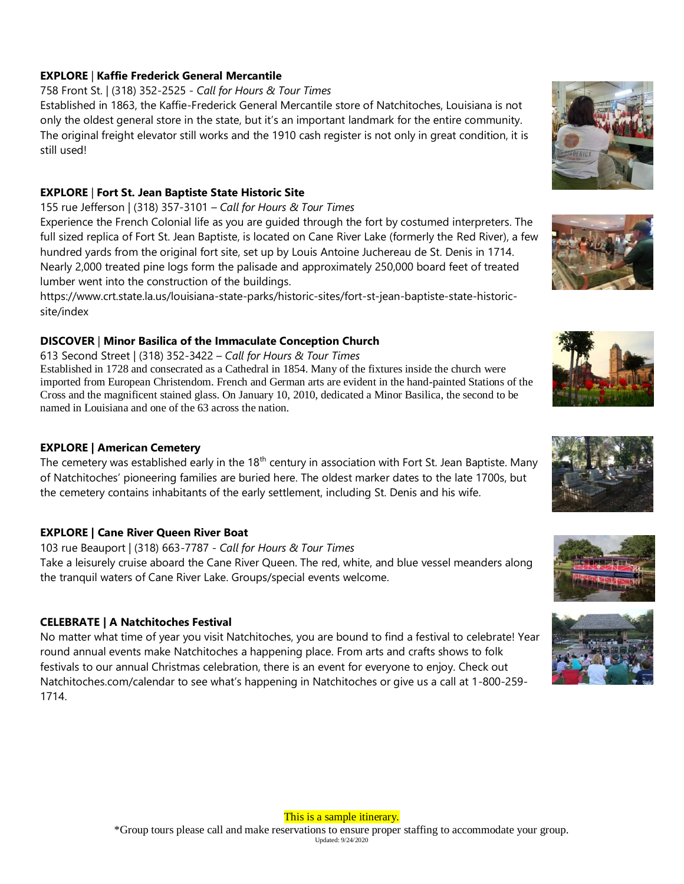**EXPLORE** | **Kaffie Frederick General Mercantile**

758 Front St. | (318) 352-2525 - *Call for Hours & Tour Times*

Established in 1863, the Kaffie-Frederick General Mercantile store of Natchitoches, Louisiana is not only the oldest general store in the state, but it's an important landmark for the entire community. The original freight elevator still works and the 1910 cash register is not only in great condition, it is still used!

**EXPLORE** | **Fort St. Jean Baptiste State Historic Site**

155 rue Jefferson | (318) 357-3101 – *Call for Hours & Tour Times*

Experience the French Colonial life as you are guided through the fort by costumed interpreters. The full sized replica of Fort St. Jean Baptiste, is located on Cane River Lake (formerly the Red River), a few hundred yards from the original fort site, set up by Louis Antoine Juchereau de St. Denis in 1714. Nearly 2,000 treated pine logs form the palisade and approximately 250,000 board feet of treated lumber went into the construction of the buildings.

https://www.crt.state.la.us/louisiana-state-parks/historic-sites/fort-st-jean-baptiste-state-historic-site/index

**DISCOVER** | **Minor Basilica of the Immaculate Conception Church**

613 Second Street | (318) 352-3422 – *Call for Hours & Tour Times*

Established in 1728 and consecrated as a Cathedral in 1854. Many of the fixtures inside the church were imported from European Christendom. French and German arts are evident in the hand-painted Stations of the Cross and the magnificent stained glass. On January 10, 2010, dedicated a Minor Basilica, the second to be named in Louisiana and one of the 63 across the nation.

**EXPLORE | American Cemetery**

The cemetery was established early in the 18th century in association with Fort St. Jean Baptiste. Many of Natchitoches' pioneering families are buried here. The oldest marker dates to the late 1700s, but the cemetery contains inhabitants of the early settlement, including St. Denis and his wife.

**EXPLORE | Cane River Queen River Boat**

103 rue Beauport | (318) 663-7787 - *Call for Hours & Tour Times*

Take a leisurely cruise aboard the Cane River Queen. The red, white, and blue vessel meanders along the tranquil waters of Cane River Lake. Groups/special events welcome.

**CELEBRATE | A Natchitoches Festival**

No matter what time of year you visit Natchitoches, you are bound to find a festival to celebrate! Year round annual events make Natchitoches a happening place. From arts and crafts shows to folk festivals to our annual Christmas celebration, there is an event for everyone to enjoy. Check out Natchitoches.com/calendar to see what's happening in Natchitoches or give us a call at 1-800-259-1714.

This is a sample itinerary.

*Group tours please call and make reservations to ensure proper staffing to accommodate your group.

Updated: 9/24/2020